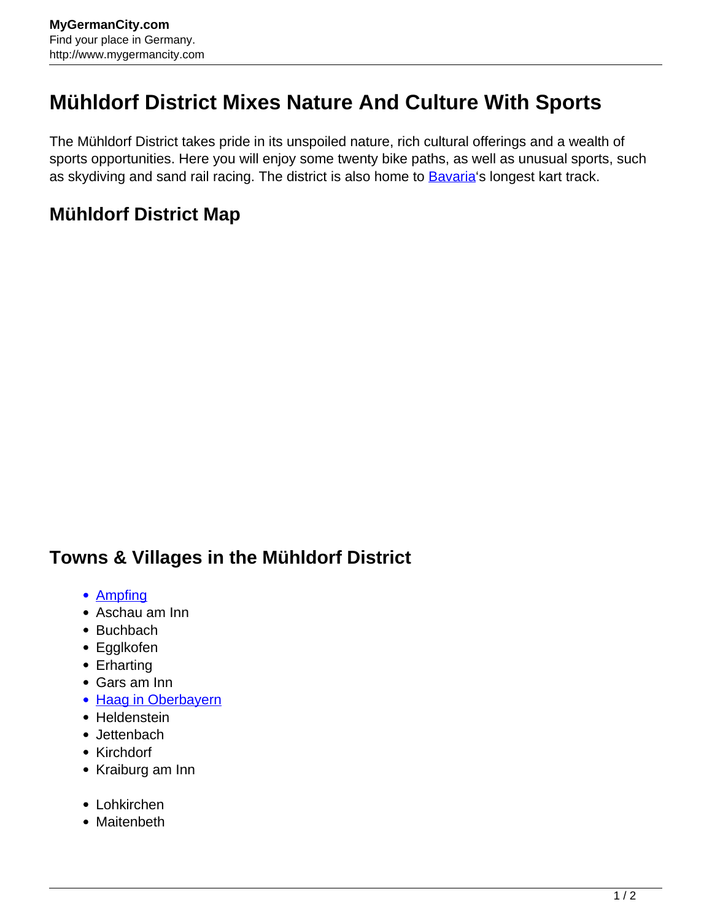# Mühldorf District Mixes Nature And Culture With Sports

The Mühldorf District takes pride in its unspoiled nature, rich cultural offerings and a wealth of sports opportunities. Here you will enjoy some twenty bike paths, as well as unusual sports, such as skydiving and sand rail racing. The district is also home to Bavaria's longest kart track.

## Mühldorf District Map

## Towns & Villages in the Mühldorf District

- Ampfing
- Aschau am Inn
- Buchbach
- Egglkofen
- Erharting
- Gars am Inn
- Haag in Oberbayern
- Heldenstein
- Jettenbach
- Kirchdorf
- Kraiburg am Inn

- Lohkirchen
- Maitenbeth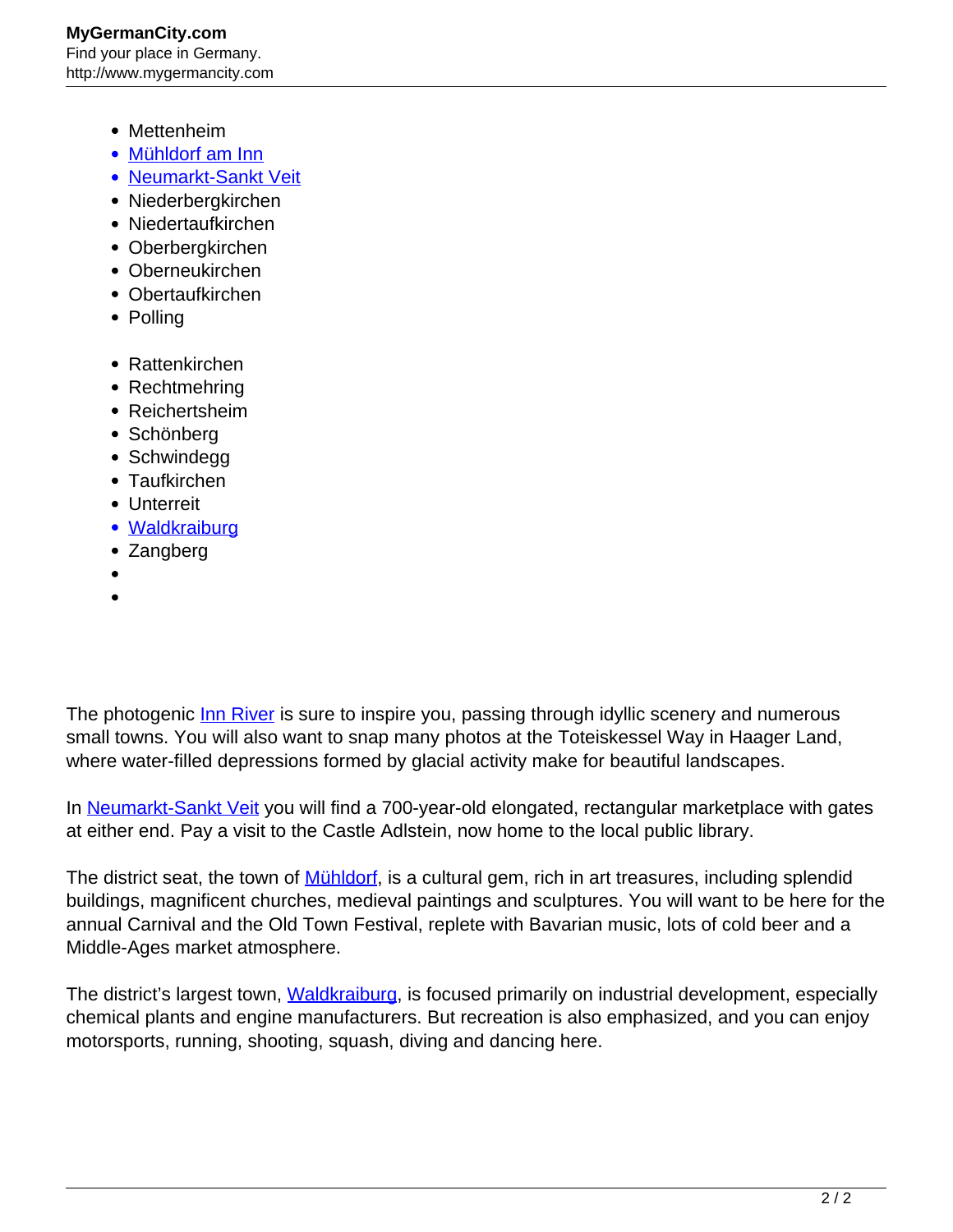- Mettenheim
- [Mühldorf am Inn]
- [Neumarkt-Sankt Veit]
- Niederbergkirchen
- Niedertaufkirchen
- Oberbergkirchen
- Oberneukirchen
- Obertaufkirchen
- Polling
- Rattenkirchen
- Rechtmehring
- Reichertsheim
- Schönberg
- Schwindegg
- Taufkirchen
- Unterreit
- [Waldkraiburg]
- Zangberg

The photogenic Inn River is sure to inspire you, passing through idyllic scenery and numerous small towns. You will also want to snap many photos at the Toteiskessel Way in Haager Land, where water-filled depressions formed by glacial activity make for beautiful landscapes.

In Neumarkt-Sankt Veit you will find a 700-year-old elongated, rectangular marketplace with gates at either end. Pay a visit to the Castle Adlstein, now home to the local public library.

The district seat, the town of Mühldorf, is a cultural gem, rich in art treasures, including splendid buildings, magnificent churches, medieval paintings and sculptures. You will want to be here for the annual Carnival and the Old Town Festival, replete with Bavarian music, lots of cold beer and a Middle-Ages market atmosphere.

The district's largest town, Waldkraiburg, is focused primarily on industrial development, especially chemical plants and engine manufacturers. But recreation is also emphasized, and you can enjoy motorsports, running, shooting, squash, diving and dancing here.